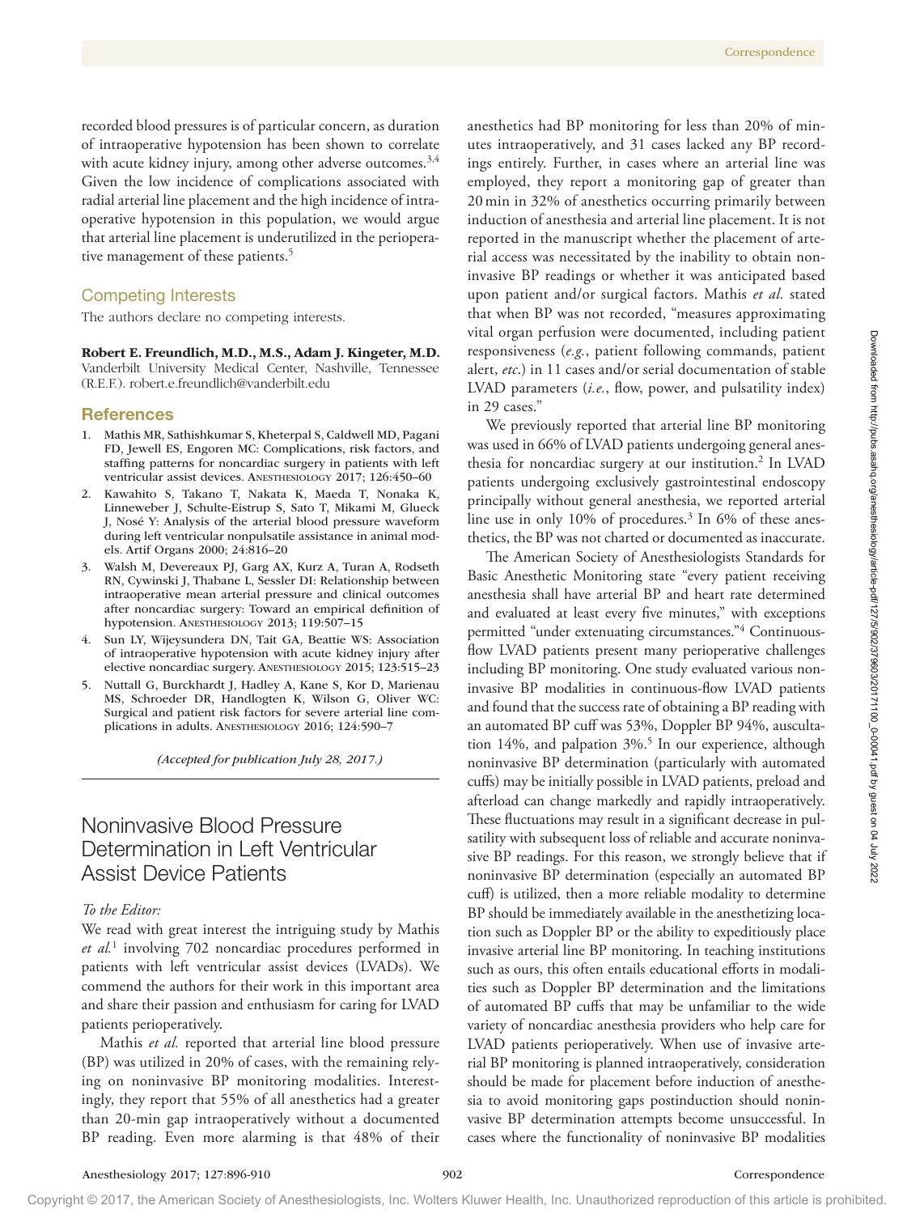recorded blood pressures is of particular concern, as duration of intraoperative hypotension has been shown to correlate with acute kidney injury, among other adverse outcomes.[3,4] Given the low incidence of complications associated with radial arterial line placement and the high incidence of intraoperative hypotension in this population, we would argue that arterial line placement is underutilized in the perioperative management of these patients.[5]

## Competing Interests

The authors declare no competing interests.

**Robert E. Freundlich, M.D., M.S., Adam J. Kingeter, M.D.** Vanderbilt University Medical Center, Nashville, Tennessee (R.E.F.). robert.e.freundlich@vanderbilt.edu

## References

1. Mathis MR, Sathishkumar S, Kheterpal S, Caldwell MD, Pagani FD, Jewell ES, Engoren MC: Complications, risk factors, and staffing patterns for noncardiac surgery in patients with left ventricular assist devices. Anesthesiology 2017; 126:450–60
2. Kawahito S, Takano T, Nakata K, Maeda T, Nonaka K, Linneweber J, Schulte-Eistrup S, Sato T, Mikami M, Glueck J, Nosé Y: Analysis of the arterial blood pressure waveform during left ventricular nonpulsatile assistance in animal models. Artif Organs 2000; 24:816–20
3. Walsh M, Devereaux PJ, Garg AX, Kurz A, Turan A, Rodseth RN, Cywinski J, Thabane L, Sessler DI: Relationship between intraoperative mean arterial pressure and clinical outcomes after noncardiac surgery: Toward an empirical definition of hypotension. Anesthesiology 2013; 119:507–15
4. Sun LY, Wijeysundera DN, Tait GA, Beattie WS: Association of intraoperative hypotension with acute kidney injury after elective noncardiac surgery. Anesthesiology 2015; 123:515–23
5. Nuttall G, Burckhardt J, Hadley A, Kane S, Kor D, Marienau MS, Schroeder DR, Handlogten K, Wilson G, Oliver WC: Surgical and patient risk factors for severe arterial line complications in adults. Anesthesiology 2016; 124:590–7

*(Accepted for publication July 28, 2017.)*

# Noninvasive Blood Pressure Determination in Left Ventricular Assist Device Patients

*To the Editor:*

We read with great interest the intriguing study by Mathis *et al.*[1] involving 702 noncardiac procedures performed in patients with left ventricular assist devices (LVADs). We commend the authors for their work in this important area and share their passion and enthusiasm for caring for LVAD patients perioperatively.

Mathis *et al.* reported that arterial line blood pressure (BP) was utilized in 20% of cases, with the remaining relying on noninvasive BP monitoring modalities. Interestingly, they report that 55% of all anesthetics had a greater than 20-min gap intraoperatively without a documented BP reading. Even more alarming is that 48% of their anesthetics had BP monitoring for less than 20% of minutes intraoperatively, and 31 cases lacked any BP recordings entirely. Further, in cases where an arterial line was employed, they report a monitoring gap of greater than 20 min in 32% of anesthetics occurring primarily between induction of anesthesia and arterial line placement. It is not reported in the manuscript whether the placement of arterial access was necessitated by the inability to obtain noninvasive BP readings or whether it was anticipated based upon patient and/or surgical factors. Mathis *et al.* stated that when BP was not recorded, "measures approximating vital organ perfusion were documented, including patient responsiveness (*e.g.*, patient following commands, patient alert, *etc.*) in 11 cases and/or serial documentation of stable LVAD parameters (*i.e.*, flow, power, and pulsatility index) in 29 cases."

We previously reported that arterial line BP monitoring was used in 66% of LVAD patients undergoing general anesthesia for noncardiac surgery at our institution.[2] In LVAD patients undergoing exclusively gastrointestinal endoscopy principally without general anesthesia, we reported arterial line use in only 10% of procedures.[3] In 6% of these anesthetics, the BP was not charted or documented as inaccurate.

The American Society of Anesthesiologists Standards for Basic Anesthetic Monitoring state "every patient receiving anesthesia shall have arterial BP and heart rate determined and evaluated at least every five minutes," with exceptions permitted "under extenuating circumstances."[4] Continuous-flow LVAD patients present many perioperative challenges including BP monitoring. One study evaluated various noninvasive BP modalities in continuous-flow LVAD patients and found that the success rate of obtaining a BP reading with an automated BP cuff was 53%, Doppler BP 94%, auscultation 14%, and palpation 3%.[5] In our experience, although noninvasive BP determination (particularly with automated cuffs) may be initially possible in LVAD patients, preload and afterload can change markedly and rapidly intraoperatively. These fluctuations may result in a significant decrease in pulsatility with subsequent loss of reliable and accurate noninvasive BP readings. For this reason, we strongly believe that if noninvasive BP determination (especially an automated BP cuff) is utilized, then a more reliable modality to determine BP should be immediately available in the anesthetizing location such as Doppler BP or the ability to expeditiously place invasive arterial line BP monitoring. In teaching institutions such as ours, this often entails educational efforts in modalities such as Doppler BP determination and the limitations of automated BP cuffs that may be unfamiliar to the wide variety of noncardiac anesthesia providers who help care for LVAD patients perioperatively. When use of invasive arterial BP monitoring is planned intraoperatively, consideration should be made for placement before induction of anesthesia to avoid monitoring gaps postinduction should noninvasive BP determination attempts become unsuccessful. In cases where the functionality of noninvasive BP modalities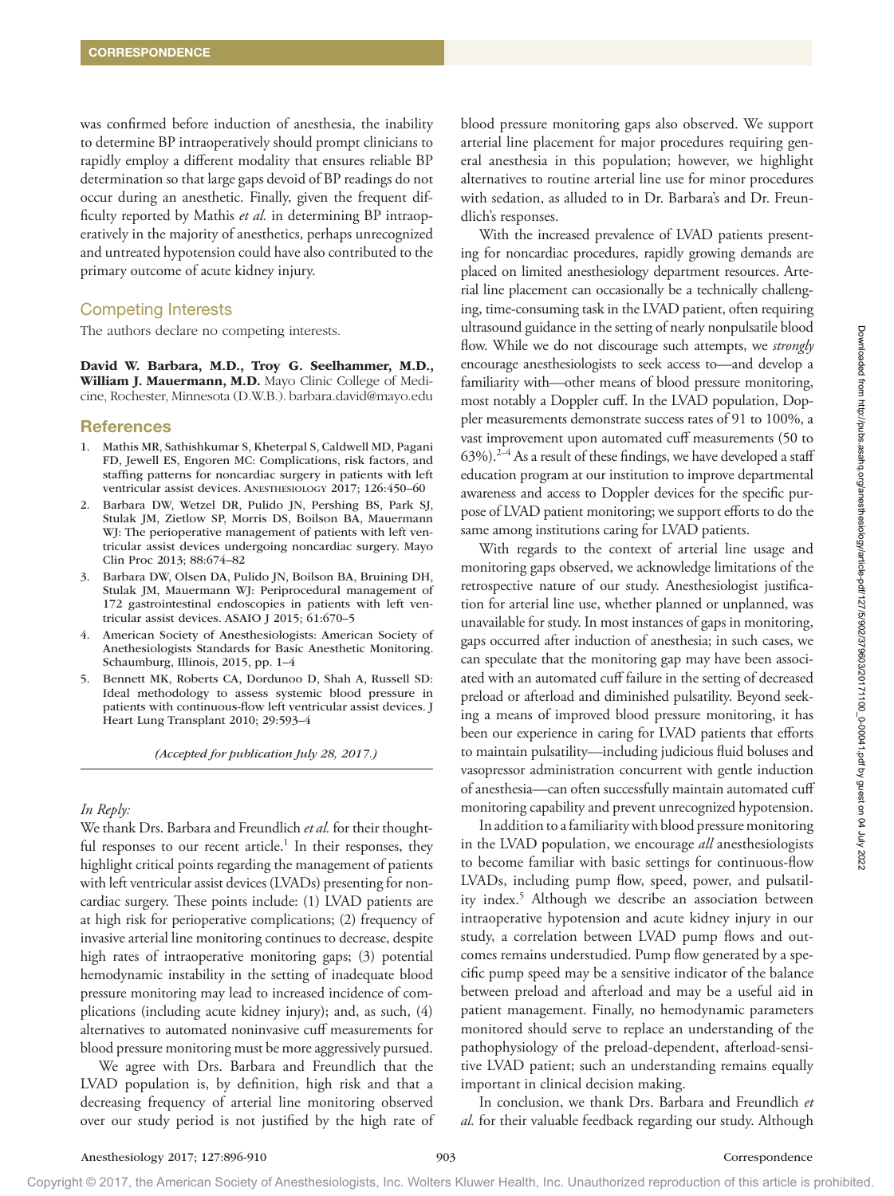was confirmed before induction of anesthesia, the inability to determine BP intraoperatively should prompt clinicians to rapidly employ a different modality that ensures reliable BP determination so that large gaps devoid of BP readings do not occur during an anesthetic. Finally, given the frequent difficulty reported by Mathis *et al.* in determining BP intraoperatively in the majority of anesthetics, perhaps unrecognized and untreated hypotension could have also contributed to the primary outcome of acute kidney injury.

## Competing Interests

The authors declare no competing interests.

**David W. Barbara, M.D., Troy G. Seelhammer, M.D., William J. Mauermann, M.D.** Mayo Clinic College of Medicine, Rochester, Minnesota (D.W.B.). barbara.david@mayo.edu

## References

1. Mathis MR, Sathishkumar S, Kheterpal S, Caldwell MD, Pagani FD, Jewell ES, Engoren MC: Complications, risk factors, and staffing patterns for noncardiac surgery in patients with left ventricular assist devices. Anesthesiology 2017; 126:450–60
2. Barbara DW, Wetzel DR, Pulido JN, Pershing BS, Park SJ, Stulak JM, Zietlow SP, Morris DS, Boilson BA, Mauermann WJ: The perioperative management of patients with left ventricular assist devices undergoing noncardiac surgery. Mayo Clin Proc 2013; 88:674–82
3. Barbara DW, Olsen DA, Pulido JN, Boilson BA, Bruining DH, Stulak JM, Mauermann WJ: Periprocedural management of 172 gastrointestinal endoscopies in patients with left ventricular assist devices. ASAIO J 2015; 61:670–5
4. American Society of Anesthesiologists: American Society of Anesthesiologists Standards for Basic Anesthetic Monitoring. Schaumburg, Illinois, 2015, pp. 1–4
5. Bennett MK, Roberts CA, Dordunoo D, Shah A, Russell SD: Ideal methodology to assess systemic blood pressure in patients with continuous-flow left ventricular assist devices. J Heart Lung Transplant 2010; 29:593–4

*(Accepted for publication July 28, 2017.)*

*In Reply:*

We thank Drs. Barbara and Freundlich *et al.* for their thoughtful responses to our recent article.[1] In their responses, they highlight critical points regarding the management of patients with left ventricular assist devices (LVADs) presenting for noncardiac surgery. These points include: (1) LVAD patients are at high risk for perioperative complications; (2) frequency of invasive arterial line monitoring continues to decrease, despite high rates of intraoperative monitoring gaps; (3) potential hemodynamic instability in the setting of inadequate blood pressure monitoring may lead to increased incidence of complications (including acute kidney injury); and, as such, (4) alternatives to automated noninvasive cuff measurements for blood pressure monitoring must be more aggressively pursued.

We agree with Drs. Barbara and Freundlich that the LVAD population is, by definition, high risk and that a decreasing frequency of arterial line monitoring observed over our study period is not justified by the high rate of blood pressure monitoring gaps also observed. We support arterial line placement for major procedures requiring general anesthesia in this population; however, we highlight alternatives to routine arterial line use for minor procedures with sedation, as alluded to in Dr. Barbara's and Dr. Freundlich's responses.

With the increased prevalence of LVAD patients presenting for noncardiac procedures, rapidly growing demands are placed on limited anesthesiology department resources. Arterial line placement can occasionally be a technically challenging, time-consuming task in the LVAD patient, often requiring ultrasound guidance in the setting of nearly nonpulsatile blood flow. While we do not discourage such attempts, we *strongly* encourage anesthesiologists to seek access to—and develop a familiarity with—other means of blood pressure monitoring, most notably a Doppler cuff. In the LVAD population, Doppler measurements demonstrate success rates of 91 to 100%, a vast improvement upon automated cuff measurements (50 to 63%).[2–4] As a result of these findings, we have developed a staff education program at our institution to improve departmental awareness and access to Doppler devices for the specific purpose of LVAD patient monitoring; we support efforts to do the same among institutions caring for LVAD patients.

With regards to the context of arterial line usage and monitoring gaps observed, we acknowledge limitations of the retrospective nature of our study. Anesthesiologist justification for arterial line use, whether planned or unplanned, was unavailable for study. In most instances of gaps in monitoring, gaps occurred after induction of anesthesia; in such cases, we can speculate that the monitoring gap may have been associated with an automated cuff failure in the setting of decreased preload or afterload and diminished pulsatility. Beyond seeking a means of improved blood pressure monitoring, it has been our experience in caring for LVAD patients that efforts to maintain pulsatility—including judicious fluid boluses and vasopressor administration concurrent with gentle induction of anesthesia—can often successfully maintain automated cuff monitoring capability and prevent unrecognized hypotension.

In addition to a familiarity with blood pressure monitoring in the LVAD population, we encourage *all* anesthesiologists to become familiar with basic settings for continuous-flow LVADs, including pump flow, speed, power, and pulsatility index.[5] Although we describe an association between intraoperative hypotension and acute kidney injury in our study, a correlation between LVAD pump flows and outcomes remains understudied. Pump flow generated by a specific pump speed may be a sensitive indicator of the balance between preload and afterload and may be a useful aid in patient management. Finally, no hemodynamic parameters monitored should serve to replace an understanding of the pathophysiology of the preload-dependent, afterload-sensitive LVAD patient; such an understanding remains equally important in clinical decision making.

In conclusion, we thank Drs. Barbara and Freundlich *et al.* for their valuable feedback regarding our study. Although